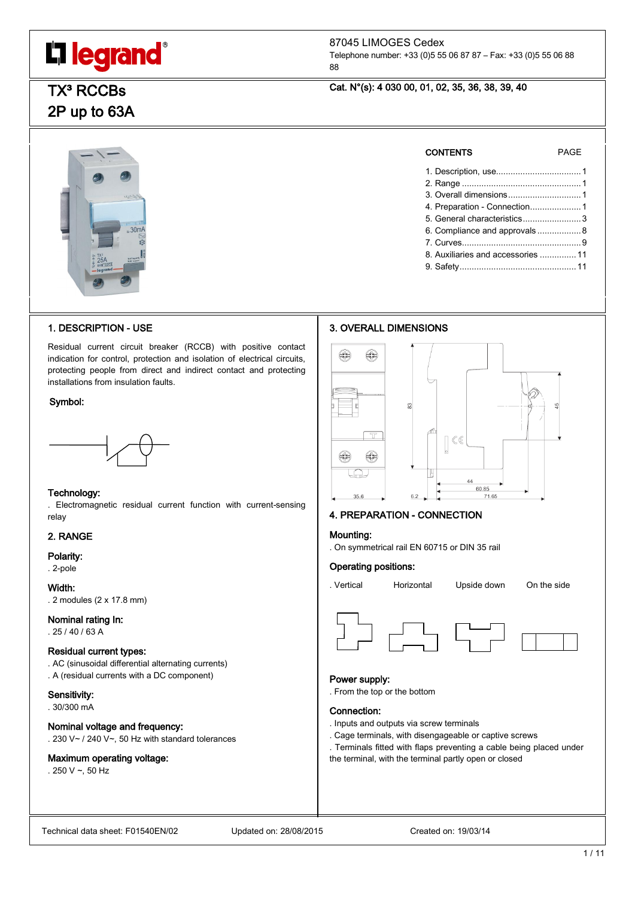legrand®

87045 LIMOGES Cedex
Telephone number: +33 (0)5 55 06 87 87 – Fax: +33 (0)5 55 06 88 88

# TX³ RCCBs
# 2P up to 63A

**Cat. N°(s): 4 030 00, 01, 02, 35, 36, 38, 39, 40**

| CONTENTS | PAGE |
|---|---|
| 1. Description, use | 1 |
| 2. Range | 1 |
| 3. Overall dimensions | 1 |
| 4. Preparation - Connection | 1 |
| 5. General characteristics | 3 |
| 6. Compliance and approvals | 8 |
| 7. Curves | 9 |
| 8. Auxiliaries and accessories | 11 |
| 9. Safety | 11 |

## 1. DESCRIPTION - USE

Residual current circuit breaker (RCCB) with positive contact indication for control, protection and isolation of electrical circuits, protecting people from direct and indirect contact and protecting installations from insulation faults.

**Symbol:**

**Technology:**
. Electromagnetic residual current function with current-sensing relay

## 2. RANGE

**Polarity:**
. 2-pole

**Width:**
. 2 modules (2 x 17.8 mm)

**Nominal rating In:**
. 25 / 40 / 63 A

**Residual current types:**
. AC (sinusoidal differential alternating currents)
. A (residual currents with a DC component)

**Sensitivity:**
. 30/300 mA

**Nominal voltage and frequency:**
. 230 V~ / 240 V~, 50 Hz with standard tolerances

**Maximum operating voltage:**
. 250 V ~, 50 Hz

## 3. OVERALL DIMENSIONS

83 / 45 / 44 / 60.85 / 71.65 / 35.6 / 6.2

## 4. PREPARATION - CONNECTION

**Mounting:**
. On symmetrical rail EN 60715 or DIN 35 rail

**Operating positions:**
. Vertical     Horizontal     Upside down     On the side

**Power supply:**
. From the top or the bottom

**Connection:**
. Inputs and outputs via screw terminals
. Cage terminals, with disengageable or captive screws
. Terminals fitted with flaps preventing a cable being placed under the terminal, with the terminal partly open or closed

Technical data sheet: F01540EN/02     Updated on: 28/08/2015     Created on: 19/03/14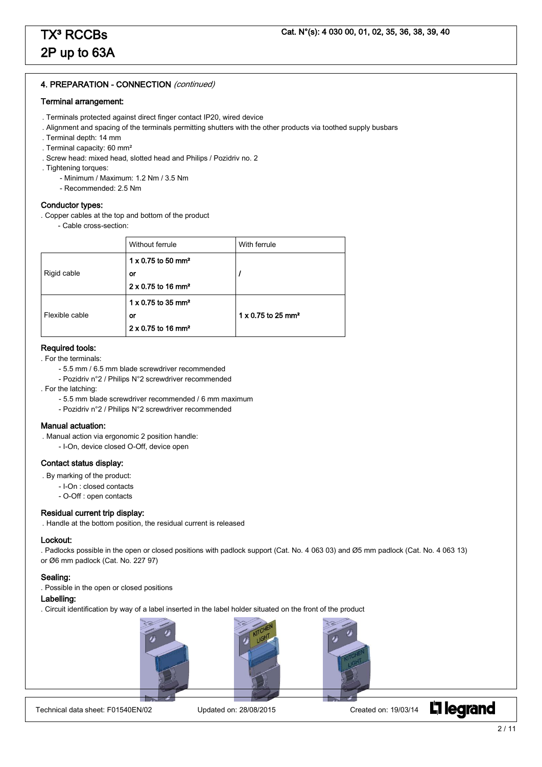# TX³ RCCBs
# 2P up to 63A

**Cat. N°(s): 4 030 00, 01, 02, 35, 36, 38, 39, 40**

## 4. PREPARATION - CONNECTION *(continued)*

### Terminal arrangement:

. Terminals protected against direct finger contact IP20, wired device
. Alignment and spacing of the terminals permitting shutters with the other products via toothed supply busbars
. Terminal depth: 14 mm
. Terminal capacity: 60 mm²
. Screw head: mixed head, slotted head and Philips / Pozidriv no. 2
. Tightening torques:
- Minimum / Maximum: 1.2 Nm / 3.5 Nm
- Recommended: 2.5 Nm

### Conductor types:

. Copper cables at the top and bottom of the product
- Cable cross-section:

| | Without ferrule | With ferrule |
|---|---|---|
| Rigid cable | 1 x 0.75 to 50 mm² or 2 x 0.75 to 16 mm² | / |
| Flexible cable | 1 x 0.75 to 35 mm² or 2 x 0.75 to 16 mm² | 1 x 0.75 to 25 mm² |

### Required tools:

. For the terminals:
- 5.5 mm / 6.5 mm blade screwdriver recommended
- Pozidriv n°2 / Philips N°2 screwdriver recommended

. For the latching:
- 5.5 mm blade screwdriver recommended / 6 mm maximum
- Pozidriv n°2 / Philips N°2 screwdriver recommended

### Manual actuation:

. Manual action via ergonomic 2 position handle:
- I-On, device closed O-Off, device open

### Contact status display:

. By marking of the product:
- I-On : closed contacts
- O-Off : open contacts

### Residual current trip display:

. Handle at the bottom position, the residual current is released

### Lockout:

. Padlocks possible in the open or closed positions with padlock support (Cat. No. 4 063 03) and Ø5 mm padlock (Cat. No. 4 063 13) or Ø6 mm padlock (Cat. No. 227 97)

### Sealing:

. Possible in the open or closed positions

### Labelling:

. Circuit identification by way of a label inserted in the label holder situated on the front of the product

Technical data sheet: F01540EN/02 Updated on: 28/08/2015 Created on: 19/03/14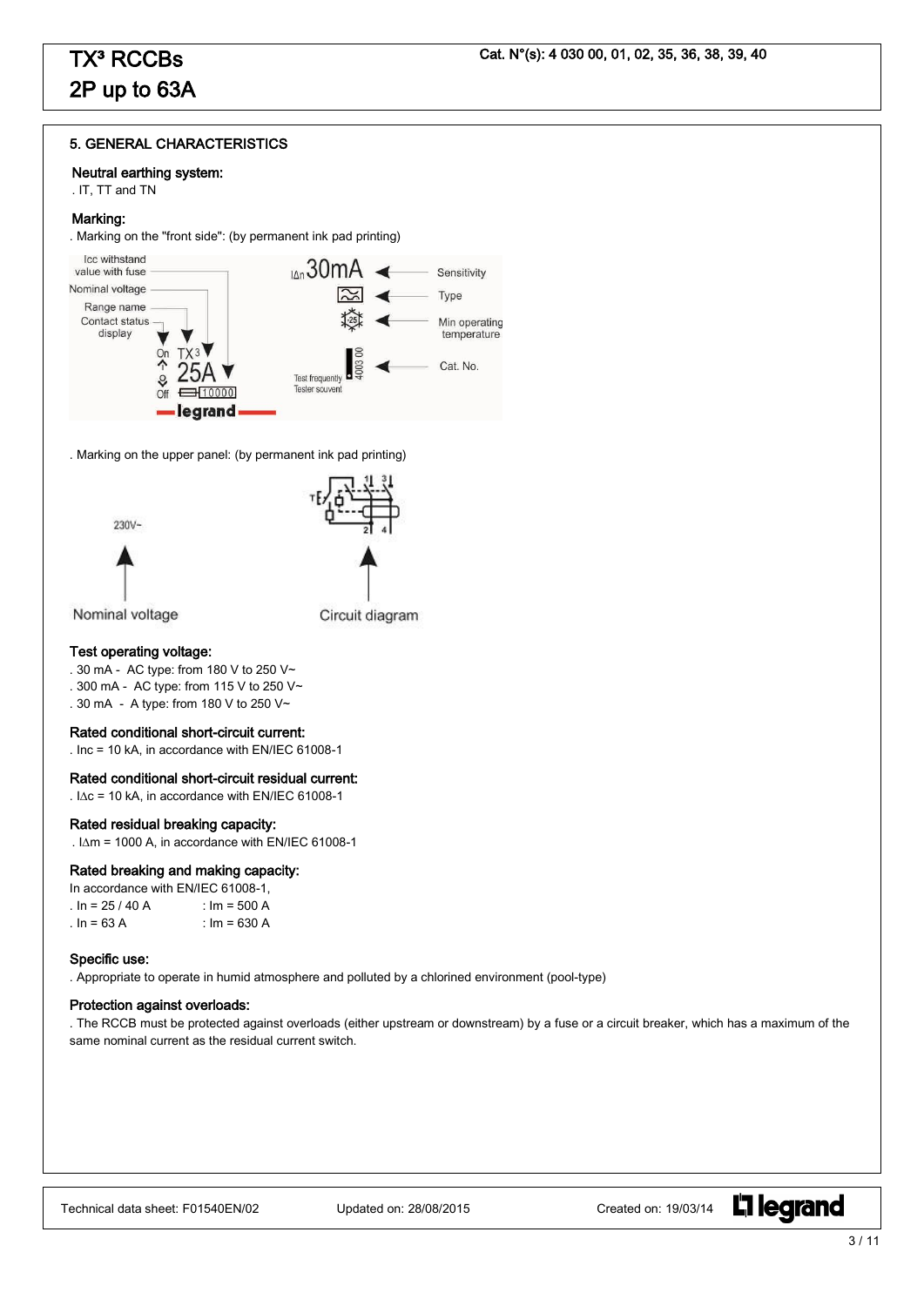# 5. GENERAL CHARACTERISTICS

### Neutral earthing system:

. IT, TT and TN

### Marking:

. Marking on the "front side": (by permanent ink pad printing)

. Marking on the upper panel: (by permanent ink pad printing)

### Test operating voltage:

. 30 mA - AC type: from 180 V to 250 V~
. 300 mA - AC type: from 115 V to 250 V~
. 30 mA - A type: from 180 V to 250 V~

### Rated conditional short-circuit current:

. Inc = 10 kA, in accordance with EN/IEC 61008-1

### Rated conditional short-circuit residual current:

. $I_{\Delta c}$ = 10 kA, in accordance with EN/IEC 61008-1

### Rated residual breaking capacity:

. $I_{\Delta m}$ = 1000 A, in accordance with EN/IEC 61008-1

### Rated breaking and making capacity:

In accordance with EN/IEC 61008-1,

. In = 25 / 40 A : Im = 500 A
. In = 63 A : Im = 630 A

### Specific use:

. Appropriate to operate in humid atmosphere and polluted by a chlorined environment (pool-type)

### Protection against overloads:

. The RCCB must be protected against overloads (either upstream or downstream) by a fuse or a circuit breaker, which has a maximum of the same nominal current as the residual current switch.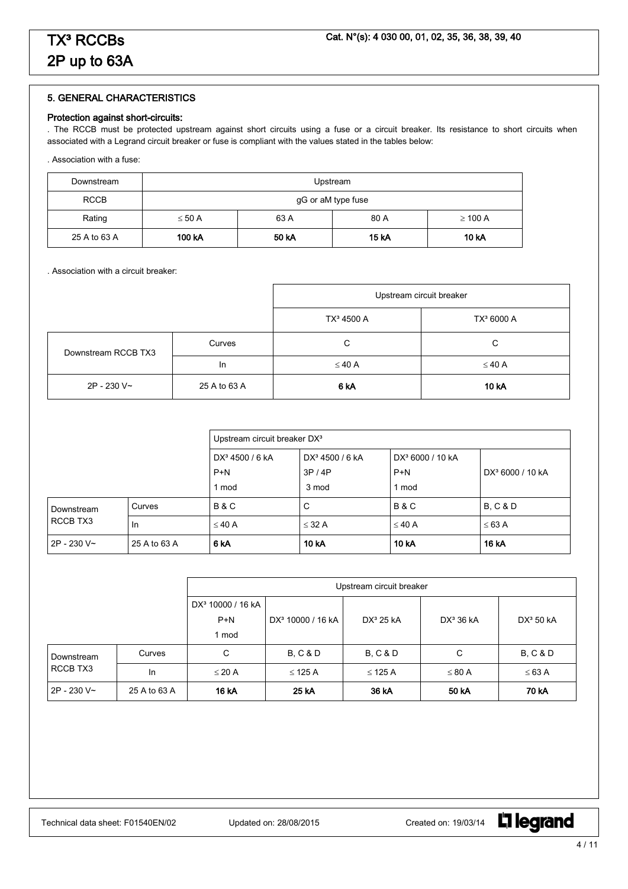## 5. GENERAL CHARACTERISTICS

**Protection against short-circuits:**

. The RCCB must be protected upstream against short circuits using a fuse or a circuit breaker. Its resistance to short circuits when associated with a Legrand circuit breaker or fuse is compliant with the values stated in the tables below:

. Association with a fuse:

| Downstream | Upstream | | | |
|---|---|---|---|---|
| RCCB | gG or aM type fuse | | | |
| Rating | ≤ 50 A | 63 A | 80 A | ≥ 100 A |
| 25 A to 63 A | **100 kA** | **50 kA** | **15 kA** | **10 kA** |

. Association with a circuit breaker:

| | | Upstream circuit breaker | |
|---|---|---|---|
| | | TX³ 4500 A | TX³ 6000 A |
| Downstream RCCB TX3 | Curves | C | C |
| | In | ≤ 40 A | ≤ 40 A |
| 2P - 230 V~ | 25 A to 63 A | **6 kA** | **10 kA** |

| | | Upstream circuit breaker DX³ | | | |
|---|---|---|---|---|---|
| | | DX³ 4500 / 6 kA P+N 1 mod | DX³ 4500 / 6 kA 3P / 4P 3 mod | DX³ 6000 / 10 kA P+N 1 mod | DX³ 6000 / 10 kA |
| Downstream RCCB TX3 | Curves | B & C | C | B & C | B, C & D |
| | In | ≤ 40 A | ≤ 32 A | ≤ 40 A | ≤ 63 A |
| 2P - 230 V~ | 25 A to 63 A | **6 kA** | **10 kA** | **10 kA** | **16 kA** |

| | | Upstream circuit breaker | | | | |
|---|---|---|---|---|---|---|
| | | DX³ 10000 / 16 kA P+N 1 mod | DX³ 10000 / 16 kA | DX³ 25 kA | DX³ 36 kA | DX³ 50 kA |
| Downstream RCCB TX3 | Curves | C | B, C & D | B, C & D | C | B, C & D |
| | In | ≤ 20 A | ≤ 125 A | ≤ 125 A | ≤ 80 A | ≤ 63 A |
| 2P - 230 V~ | 25 A to 63 A | **16 kA** | **25 kA** | **36 kA** | **50 kA** | **70 kA** |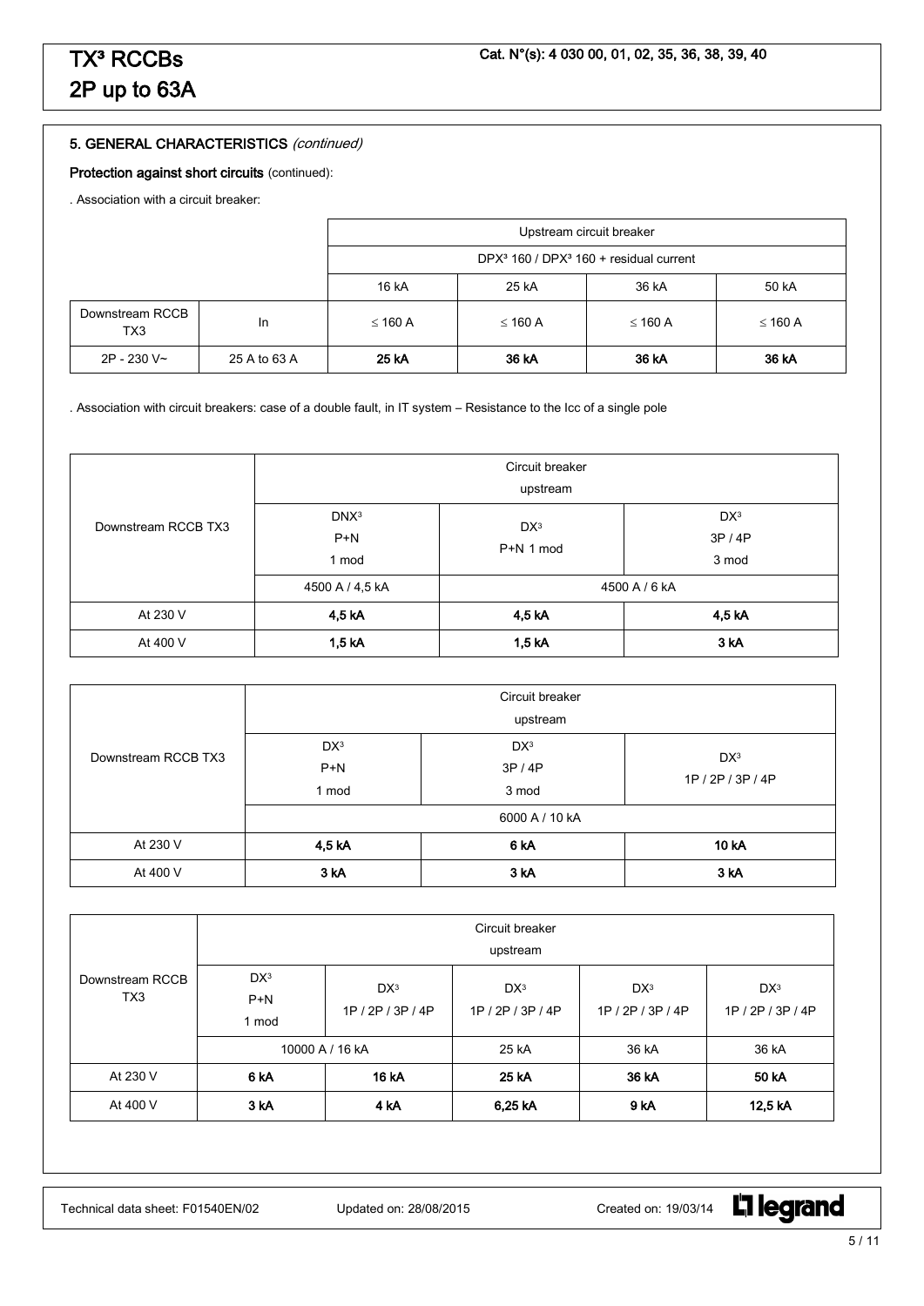## 5. GENERAL CHARACTERISTICS *(continued)*

**Protection against short circuits** (continued):

. Association with a circuit breaker:

| | | Upstream circuit breaker | | | |
|---|---|---|---|---|---|
| | | DPX³ 160 / DPX³ 160 + residual current | | | |
| | | 16 kA | 25 kA | 36 kA | 50 kA |
| Downstream RCCB TX3 | In | ≤ 160 A | ≤ 160 A | ≤ 160 A | ≤ 160 A |
| 2P - 230 V~ | 25 A to 63 A | **25 kA** | **36 kA** | **36 kA** | **36 kA** |

. Association with circuit breakers: case of a double fault, in IT system – Resistance to the Icc of a single pole

| Downstream RCCB TX3 | Circuit breaker upstream | | |
|---|---|---|---|
| | DNX³ P+N 1 mod | DX³ P+N 1 mod | DX³ 3P / 4P 3 mod |
| | 4500 A / 4,5 kA | 4500 A / 6 kA | |
| At 230 V | **4,5 kA** | **4,5 kA** | **4,5 kA** |
| At 400 V | **1,5 kA** | **1,5 kA** | **3 kA** |

| Downstream RCCB TX3 | Circuit breaker upstream | | |
|---|---|---|---|
| | DX³ P+N 1 mod | DX³ 3P / 4P 3 mod | DX³ 1P / 2P / 3P / 4P |
| | 6000 A / 10 kA | | |
| At 230 V | **4,5 kA** | **6 kA** | **10 kA** |
| At 400 V | **3 kA** | **3 kA** | **3 kA** |

| Downstream RCCB TX3 | Circuit breaker upstream | | | | |
|---|---|---|---|---|---|
| | DX³ P+N 1 mod | DX³ 1P / 2P / 3P / 4P | DX³ 1P / 2P / 3P / 4P | DX³ 1P / 2P / 3P / 4P | DX³ 1P / 2P / 3P / 4P |
| | 10000 A / 16 kA | | 25 kA | 36 kA | 36 kA |
| At 230 V | **6 kA** | **16 kA** | **25 kA** | **36 kA** | **50 kA** |
| At 400 V | **3 kA** | **4 kA** | **6,25 kA** | **9 kA** | **12,5 kA** |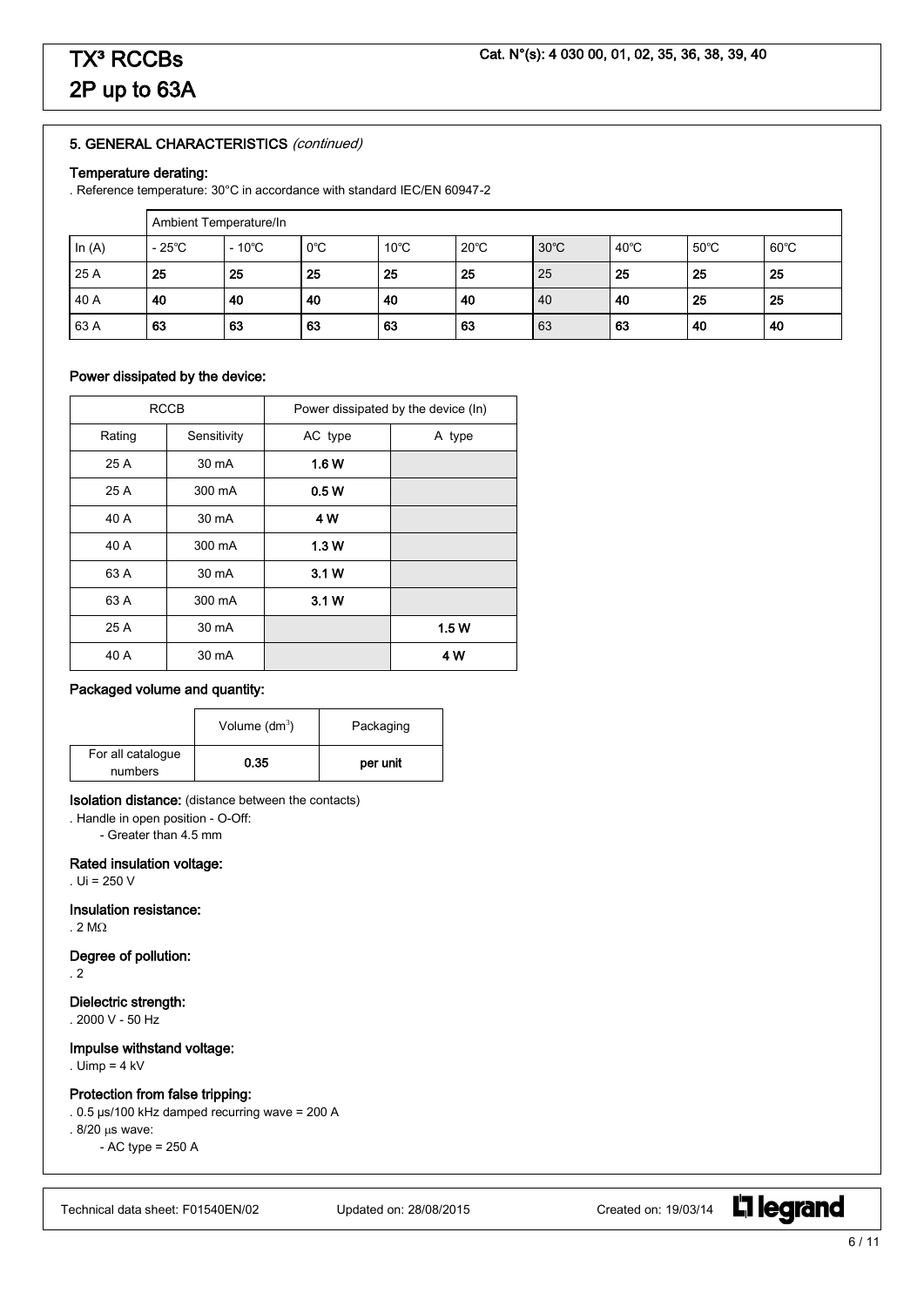## 5. GENERAL CHARACTERISTICS *(continued)*

### Temperature derating:

. Reference temperature: 30°C in accordance with standard IEC/EN 60947-2

| | Ambient Temperature/In | | | | | | | | |
|---|---|---|---|---|---|---|---|---|---|
| In (A) | - 25°C | - 10°C | 0°C | 10°C | 20°C | 30°C | 40°C | 50°C | 60°C |
| 25 A | **25** | **25** | **25** | **25** | **25** | 25 | **25** | **25** | **25** |
| 40 A | **40** | **40** | **40** | **40** | **40** | 40 | **40** | **25** | **25** |
| 63 A | **63** | **63** | **63** | **63** | **63** | 63 | **63** | **40** | **40** |

### Power dissipated by the device:

| RCCB | | Power dissipated by the device (In) | |
|---|---|---|---|
| Rating | Sensitivity | AC type | A type |
| 25 A | 30 mA | **1.6 W** | |
| 25 A | 300 mA | **0.5 W** | |
| 40 A | 30 mA | **4 W** | |
| 40 A | 300 mA | **1.3 W** | |
| 63 A | 30 mA | **3.1 W** | |
| 63 A | 300 mA | **3.1 W** | |
| 25 A | 30 mA | | **1.5 W** |
| 40 A | 30 mA | | **4 W** |

### Packaged volume and quantity:

| | Volume ($dm^3$) | Packaging |
|---|---|---|
| For all catalogue numbers | **0.35** | **per unit** |

**Isolation distance:** (distance between the contacts)

. Handle in open position - O-Off:
- Greater than 4.5 mm

### Rated insulation voltage:

. Ui = 250 V

### Insulation resistance:

. 2 MΩ

### Degree of pollution:

. 2

### Dielectric strength:

. 2000 V - 50 Hz

### Impulse withstand voltage:

. Uimp = 4 kV

### Protection from false tripping:

. 0.5 µs/100 kHz damped recurring wave = 200 A
. 8/20 µs wave:
- AC type = 250 A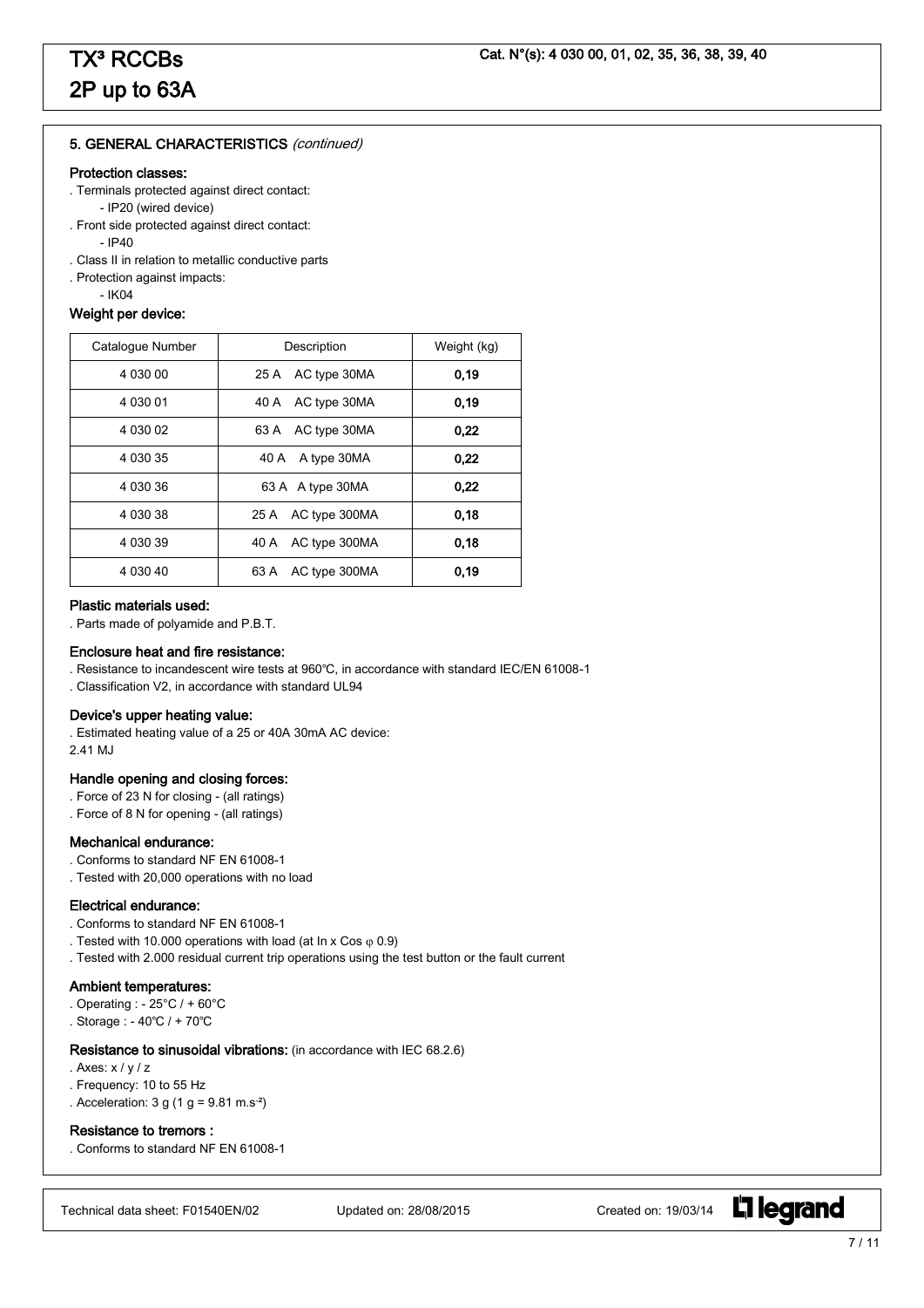# TX³ RCCBs 2P up to 63A

**Cat. N°(s): 4 030 00, 01, 02, 35, 36, 38, 39, 40**

## 5. GENERAL CHARACTERISTICS *(continued)*

### Protection classes:

. Terminals protected against direct contact:
- IP20 (wired device)

. Front side protected against direct contact:
- IP40

. Class II in relation to metallic conductive parts

. Protection against impacts:
- IK04

### Weight per device:

| Catalogue Number | Description | Weight (kg) |
|---|---|---|
| 4 030 00 | 25 A AC type 30MA | **0,19** |
| 4 030 01 | 40 A AC type 30MA | **0,19** |
| 4 030 02 | 63 A AC type 30MA | **0,22** |
| 4 030 35 | 40 A A type 30MA | **0,22** |
| 4 030 36 | 63 A A type 30MA | **0,22** |
| 4 030 38 | 25 A AC type 300MA | **0,18** |
| 4 030 39 | 40 A AC type 300MA | **0,18** |
| 4 030 40 | 63 A AC type 300MA | **0,19** |

### Plastic materials used:

. Parts made of polyamide and P.B.T.

### Enclosure heat and fire resistance:

. Resistance to incandescent wire tests at 960°C, in accordance with standard IEC/EN 61008-1

. Classification V2, in accordance with standard UL94

### Device's upper heating value:

. Estimated heating value of a 25 or 40A 30mA AC device:
2.41 MJ

### Handle opening and closing forces:

. Force of 23 N for closing - (all ratings)

. Force of 8 N for opening - (all ratings)

### Mechanical endurance:

. Conforms to standard NF EN 61008-1

. Tested with 20,000 operations with no load

### Electrical endurance:

. Conforms to standard NF EN 61008-1

. Tested with 10.000 operations with load (at In x Cos $\varphi$ 0.9)

. Tested with 2.000 residual current trip operations using the test button or the fault current

### Ambient temperatures:

. Operating : - 25°C / + 60°C

. Storage : - 40°C / + 70°C

### Resistance to sinusoidal vibrations: (in accordance with IEC 68.2.6)

. Axes: x / y / z

. Frequency: 10 to 55 Hz

. Acceleration: 3 g (1 g = 9.81 $m.s^{-2}$)

### Resistance to tremors :

. Conforms to standard NF EN 61008-1

Technical data sheet: F01540EN/02 | Updated on: 28/08/2015 | Created on: 19/03/14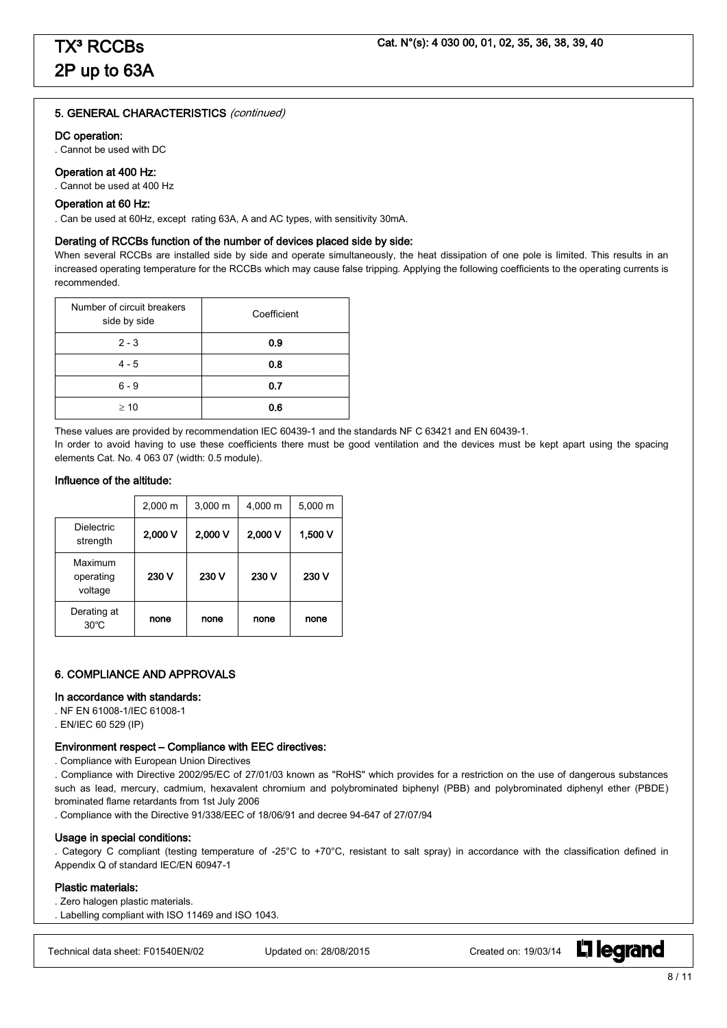## 5. GENERAL CHARACTERISTICS *(continued)*

### DC operation:

. Cannot be used with DC

### Operation at 400 Hz:

. Cannot be used at 400 Hz

### Operation at 60 Hz:

. Can be used at 60Hz, except rating 63A, A and AC types, with sensitivity 30mA.

### Derating of RCCBs function of the number of devices placed side by side:

When several RCCBs are installed side by side and operate simultaneously, the heat dissipation of one pole is limited. This results in an increased operating temperature for the RCCBs which may cause false tripping. Applying the following coefficients to the operating currents is recommended.

| Number of circuit breakers side by side | Coefficient |
|---|---|
| 2 - 3 | **0.9** |
| 4 - 5 | **0.8** |
| 6 - 9 | **0.7** |
| ≥ 10 | **0.6** |

These values are provided by recommendation IEC 60439-1 and the standards NF C 63421 and EN 60439-1.

In order to avoid having to use these coefficients there must be good ventilation and the devices must be kept apart using the spacing elements Cat. No. 4 063 07 (width: 0.5 module).

### Influence of the altitude:

| | 2,000 m | 3,000 m | 4,000 m | 5,000 m |
|---|---|---|---|---|
| Dielectric strength | **2,000 V** | **2,000 V** | **2,000 V** | **1,500 V** |
| Maximum operating voltage | **230 V** | **230 V** | **230 V** | **230 V** |
| Derating at 30°C | **none** | **none** | **none** | **none** |

## 6. COMPLIANCE AND APPROVALS

### In accordance with standards:

. NF EN 61008-1/IEC 61008-1
. EN/IEC 60 529 (IP)

### Environment respect – Compliance with EEC directives:

. Compliance with European Union Directives
. Compliance with Directive 2002/95/EC of 27/01/03 known as "RoHS" which provides for a restriction on the use of dangerous substances such as lead, mercury, cadmium, hexavalent chromium and polybrominated biphenyl (PBB) and polybrominated diphenyl ether (PBDE) brominated flame retardants from 1st July 2006
. Compliance with the Directive 91/338/EEC of 18/06/91 and decree 94-647 of 27/07/94

### Usage in special conditions:

. Category C compliant (testing temperature of -25°C to +70°C, resistant to salt spray) in accordance with the classification defined in Appendix Q of standard IEC/EN 60947-1

### Plastic materials:

. Zero halogen plastic materials.
. Labelling compliant with ISO 11469 and ISO 1043.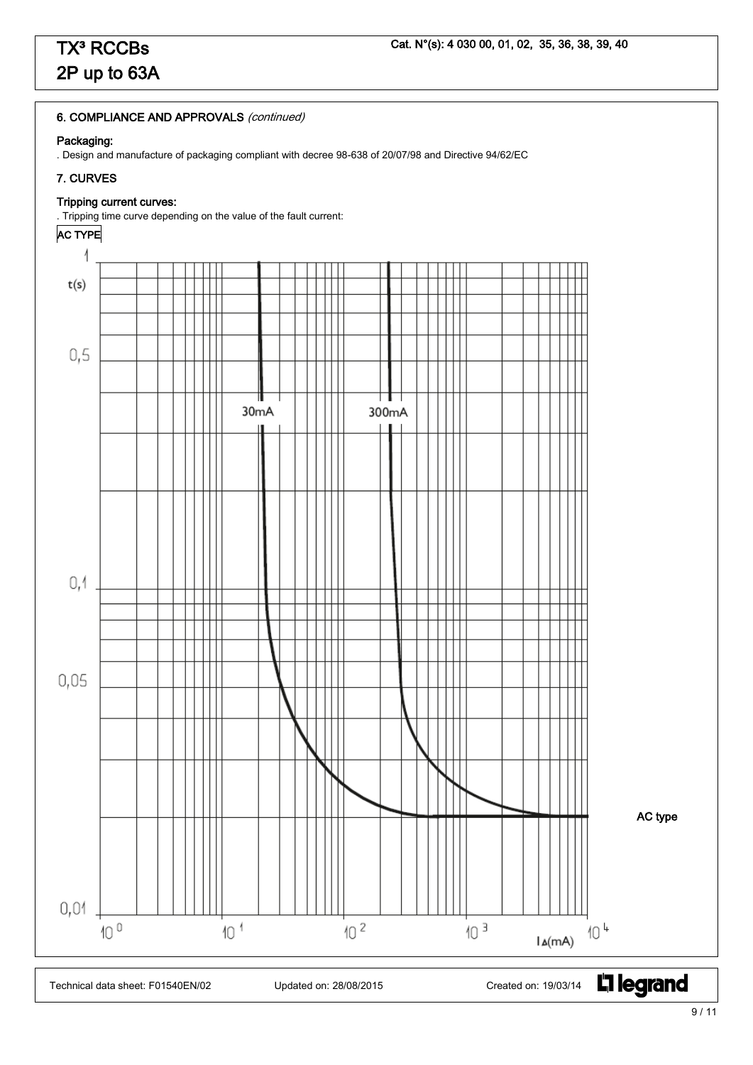## 6. COMPLIANCE AND APPROVALS *(continued)*

**Packaging:**

. Design and manufacture of packaging compliant with decree 98-638 of 20/07/98 and Directive 94/62/EC

## 7. CURVES

**Tripping current curves:**

. Tripping time curve depending on the value of the fault current:

AC TYPE

t(s)

1, 0,5, 0,1, 0,05, 0,01

30mA, 300mA

AC type

$10^0$, $10^1$, $10^2$, $10^3$, $10^4$

$I_\Delta$(mA)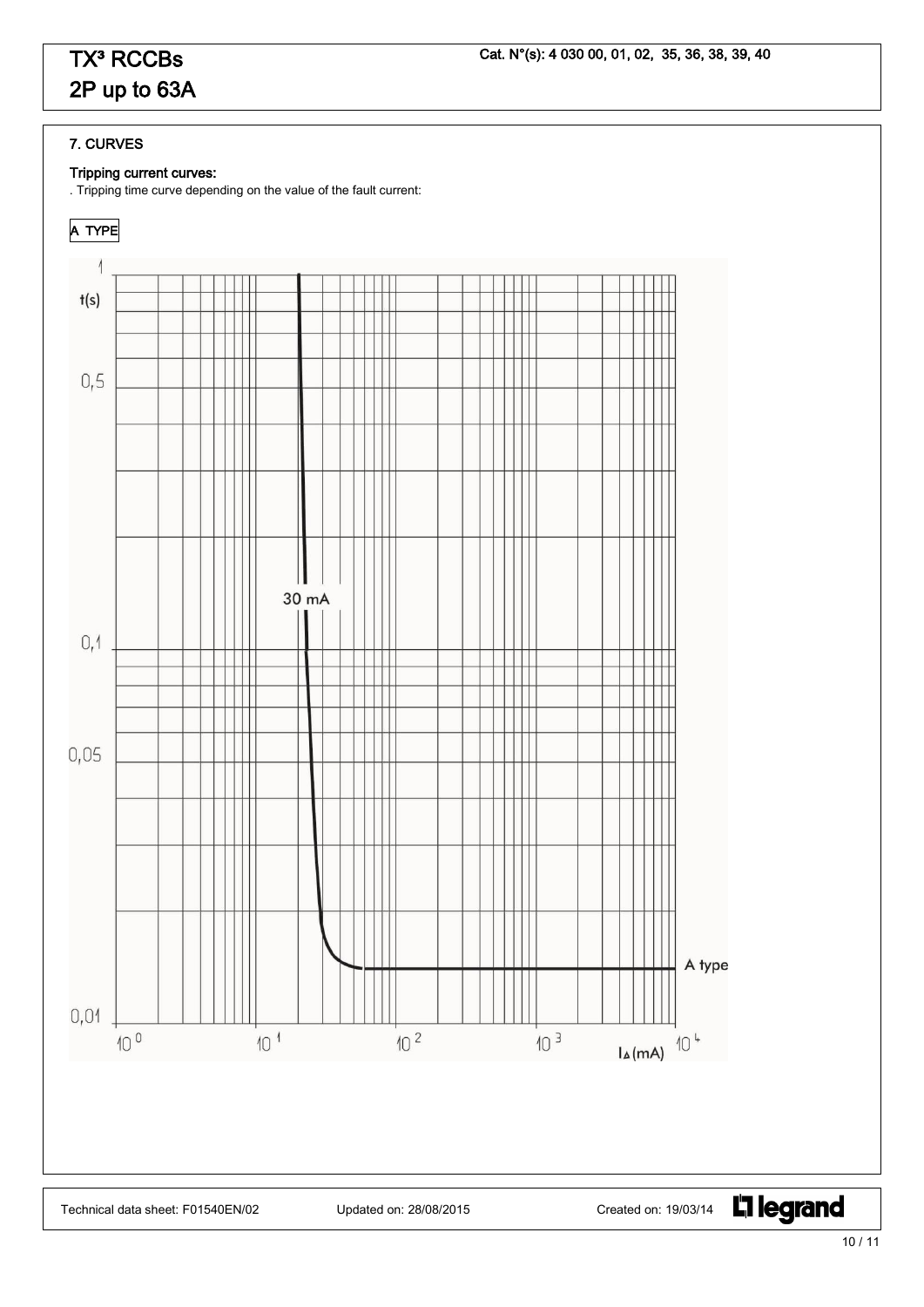## 7. CURVES

### Tripping current curves:

. Tripping time curve depending on the value of the fault current:

A TYPE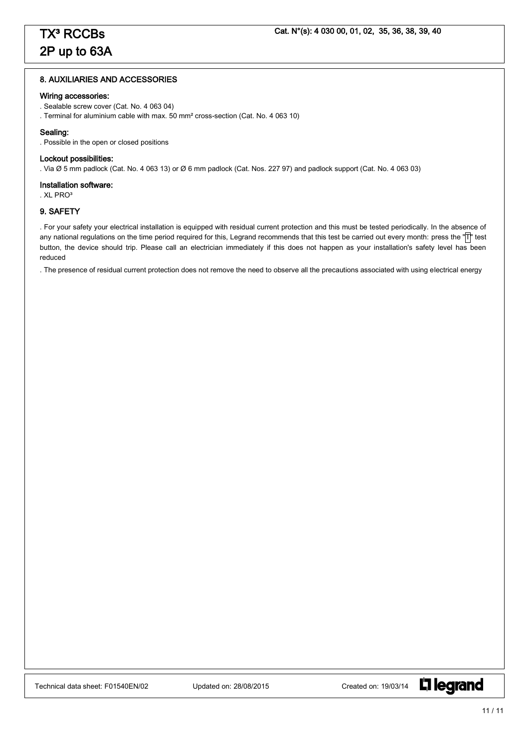## 8. AUXILIARIES AND ACCESSORIES

### Wiring accessories:

. Sealable screw cover (Cat. No. 4 063 04)
. Terminal for aluminium cable with max. 50 mm² cross-section (Cat. No. 4 063 10)

### Sealing:

. Possible in the open or closed positions

### Lockout possibilities:

. Via Ø 5 mm padlock (Cat. No. 4 063 13) or Ø 6 mm padlock (Cat. Nos. 227 97) and padlock support (Cat. No. 4 063 03)

### Installation software:

. XL PRO³

## 9. SAFETY

. For your safety your electrical installation is equipped with residual current protection and this must be tested periodically. In the absence of any national regulations on the time period required for this, Legrand recommends that this test be carried out every month: press the "T" test button, the device should trip. Please call an electrician immediately if this does not happen as your installation's safety level has been reduced

. The presence of residual current protection does not remove the need to observe all the precautions associated with using electrical energy